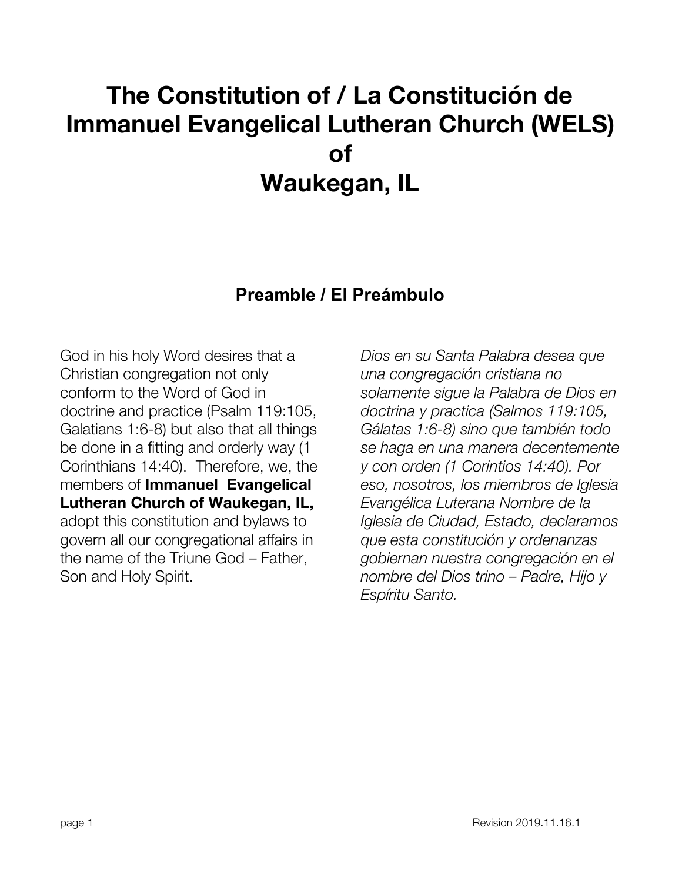# The Constitution of / La Constitución de Immanuel Evangelical Lutheran Church (WELS) of Waukegan, IL

## Preamble / El Preámbulo

God in his holy Word desires that a Christian congregation not only conform to the Word of God in doctrine and practice (Psalm 119:105, Galatians 1:6-8) but also that all things be done in a fitting and orderly way (1 Corinthians 14:40). Therefore, we, the members of **Immanuel Evangelical Lutheran Church of Waukegan, IL,** adopt this constitution and bylaws to govern all our congregational affairs in the name of the Triune God – Father, Son and Holy Spirit.

*Dios en su Santa Palabra desea que una congregación cristiana no solamente sigue la Palabra de Dios en doctrina y practica (Salmos 119:105, Gálatas 1:6-8) sino que también todo se haga en una manera decentemente y con orden (1 Corintios 14:40). Por eso, nosotros, los miembros de Iglesia Evangélica Luterana Nombre de la Iglesia de Ciudad, Estado, declaramos que esta constitución y ordenanzas gobiernan nuestra congregación en el nombre del Dios trino – Padre, Hijo y Espíritu Santo.*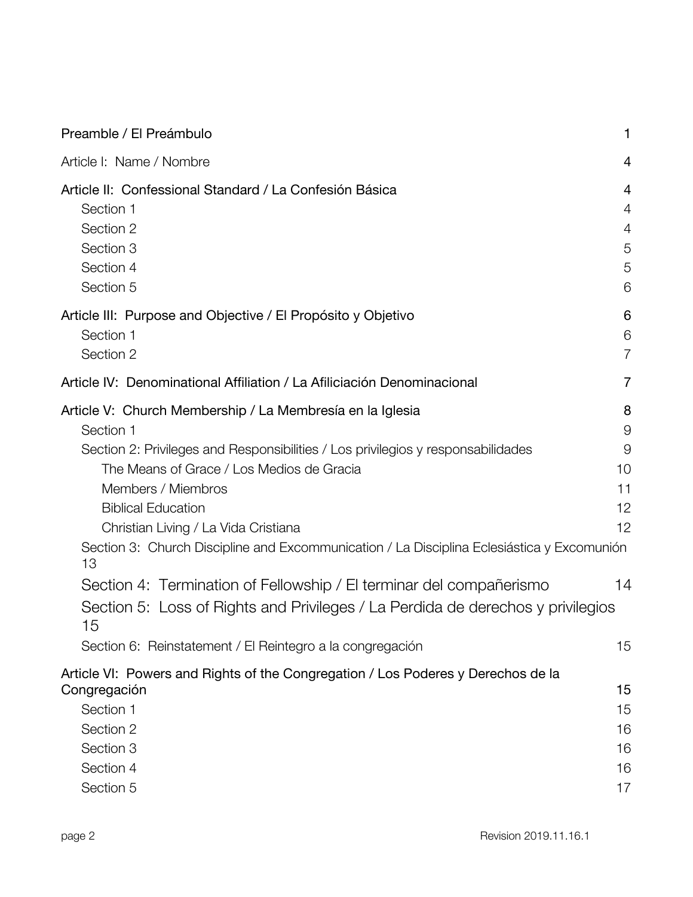| | |
|---|---|
| Preamble / El Preámbulo | 1 |
| Article I:  Name / Nombre | 4 |
| Article II:  Confessional Standard / La Confesión Básica | 4 |
| Section 1 | 4 |
| Section 2 | 4 |
| Section 3 | 5 |
| Section 4 | 5 |
| Section 5 | 6 |
| Article III:  Purpose and Objective / El Propósito y Objetivo | 6 |
| Section 1 | 6 |
| Section 2 | 7 |
| Article IV:  Denominational Affiliation / La Afiliciación Denominacional | 7 |
| Article V:  Church Membership / La Membresía en la Iglesia | 8 |
| Section 1 | 9 |
| Section 2: Privileges and Responsibilities / Los privilegios y responsabilidades | 9 |
| The Means of Grace / Los Medios de Gracia | 10 |
| Members / Miembros | 11 |
| Biblical Education | 12 |
| Christian Living / La Vida Cristiana | 12 |
| Section 3:  Church Discipline and Excommunication / La Disciplina Eclesiástica y Excomunión | 13 |
| Section 4:  Termination of Fellowship / El terminar del compañerismo | 14 |
| Section 5:  Loss of Rights and Privileges / La Perdida de derechos y privilegios | 15 |
| Section 6:  Reinstatement / El Reintegro a la congregación | 15 |
| Article VI:  Powers and Rights of the Congregation / Los Poderes y Derechos de la Congregación | 15 |
| Section 1 | 15 |
| Section 2 | 16 |
| Section 3 | 16 |
| Section 4 | 16 |
| Section 5 | 17 |

Revision 2019.11.16.1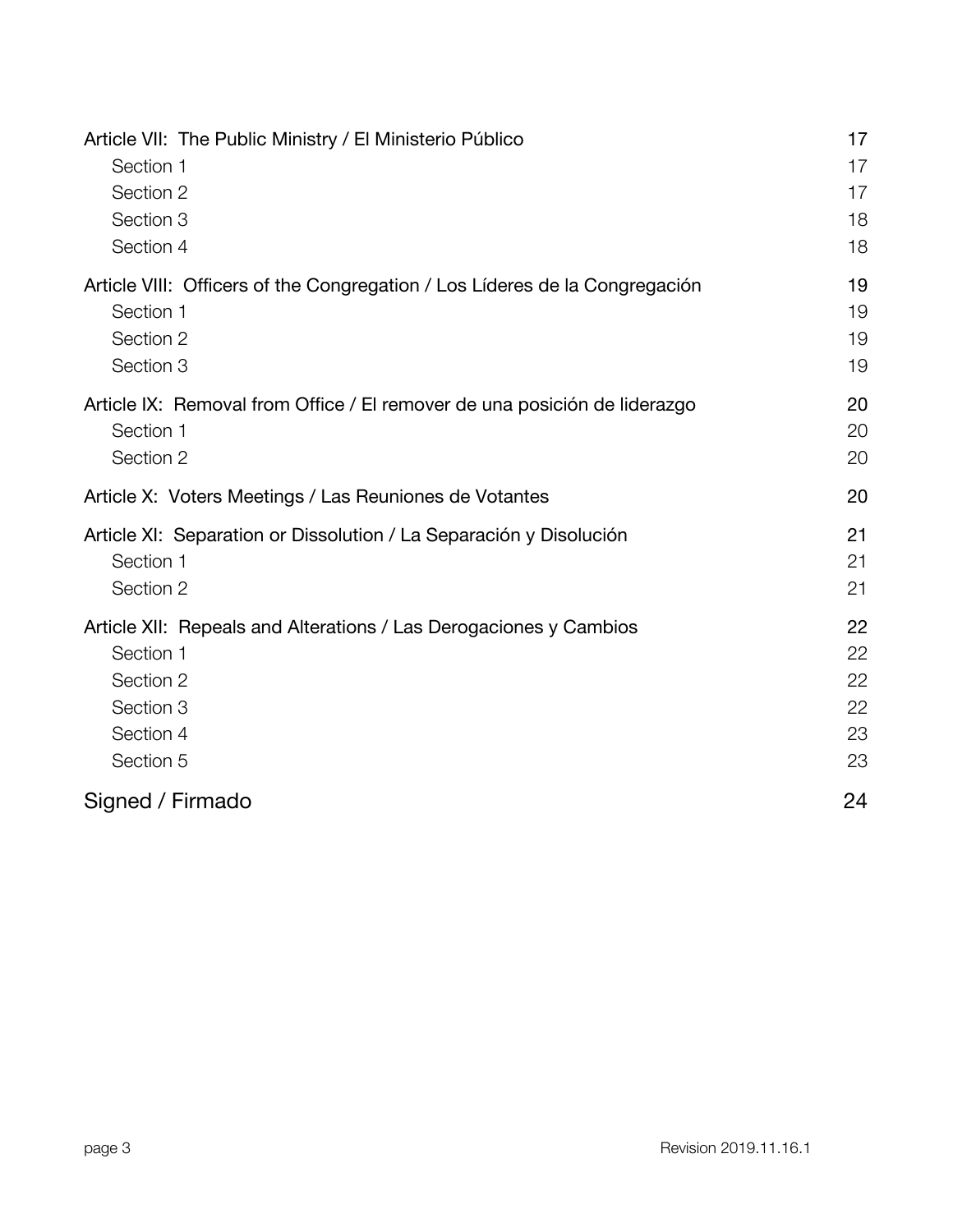| | |
|---|---|
| Article VII: The Public Ministry / El Ministerio Público | 17 |
| Section 1 | 17 |
| Section 2 | 17 |
| Section 3 | 18 |
| Section 4 | 18 |
| Article VIII: Officers of the Congregation / Los Líderes de la Congregación | 19 |
| Section 1 | 19 |
| Section 2 | 19 |
| Section 3 | 19 |
| Article IX: Removal from Office / El remover de una posición de liderazgo | 20 |
| Section 1 | 20 |
| Section 2 | 20 |
| Article X: Voters Meetings / Las Reuniones de Votantes | 20 |
| Article XI: Separation or Dissolution / La Separación y Disolución | 21 |
| Section 1 | 21 |
| Section 2 | 21 |
| Article XII: Repeals and Alterations / Las Derogaciones y Cambios | 22 |
| Section 1 | 22 |
| Section 2 | 22 |
| Section 3 | 22 |
| Section 4 | 23 |
| Section 5 | 23 |
| Signed / Firmado | 24 |

Revision 2019.11.16.1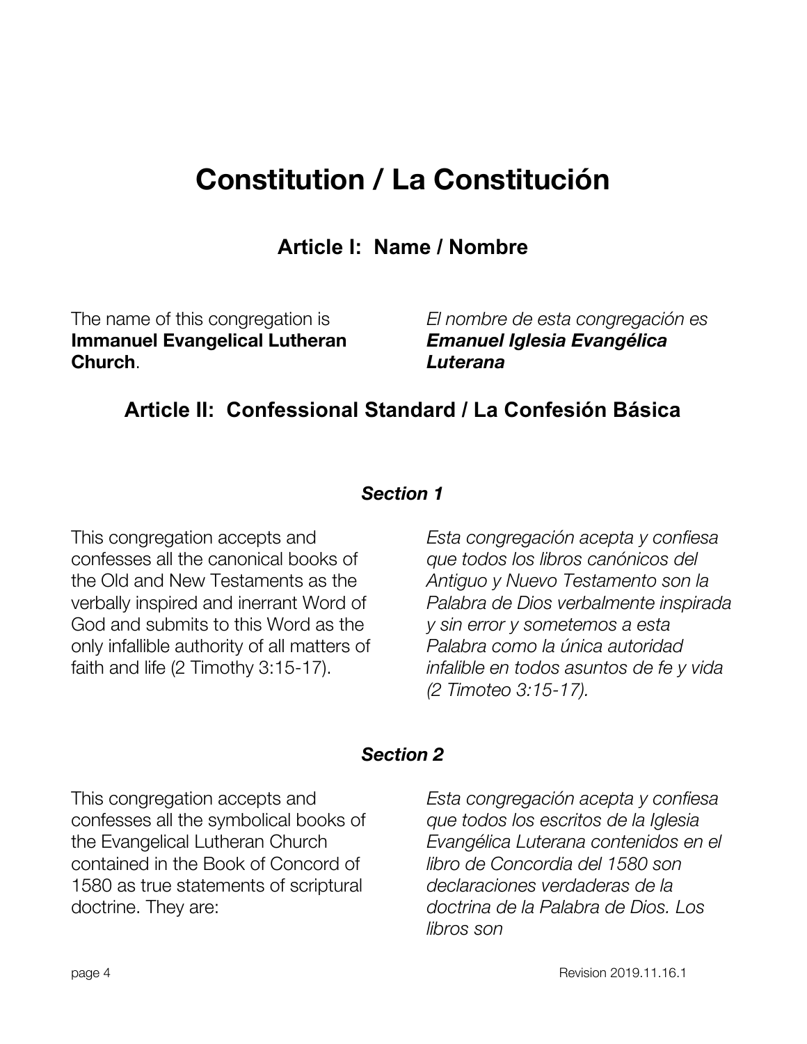# Constitution / La Constitución

## Article I: Name / Nombre

The name of this congregation is **Immanuel Evangelical Lutheran Church**.

*El nombre de esta congregación es **Emanuel Iglesia Evangélica Luterana***

## Article II: Confessional Standard / La Confesión Básica

### *Section 1*

This congregation accepts and confesses all the canonical books of the Old and New Testaments as the verbally inspired and inerrant Word of God and submits to this Word as the only infallible authority of all matters of faith and life (2 Timothy 3:15-17).

*Esta congregación acepta y confiesa que todos los libros canónicos del Antiguo y Nuevo Testamento son la Palabra de Dios verbalmente inspirada y sin error y sometemos a esta Palabra como la única autoridad infalible en todos asuntos de fe y vida (2 Timoteo 3:15-17).*

### *Section 2*

This congregation accepts and confesses all the symbolical books of the Evangelical Lutheran Church contained in the Book of Concord of 1580 as true statements of scriptural doctrine. They are:

*Esta congregación acepta y confiesa que todos los escritos de la Iglesia Evangélica Luterana contenidos en el libro de Concordia del 1580 son declaraciones verdaderas de la doctrina de la Palabra de Dios. Los libros son*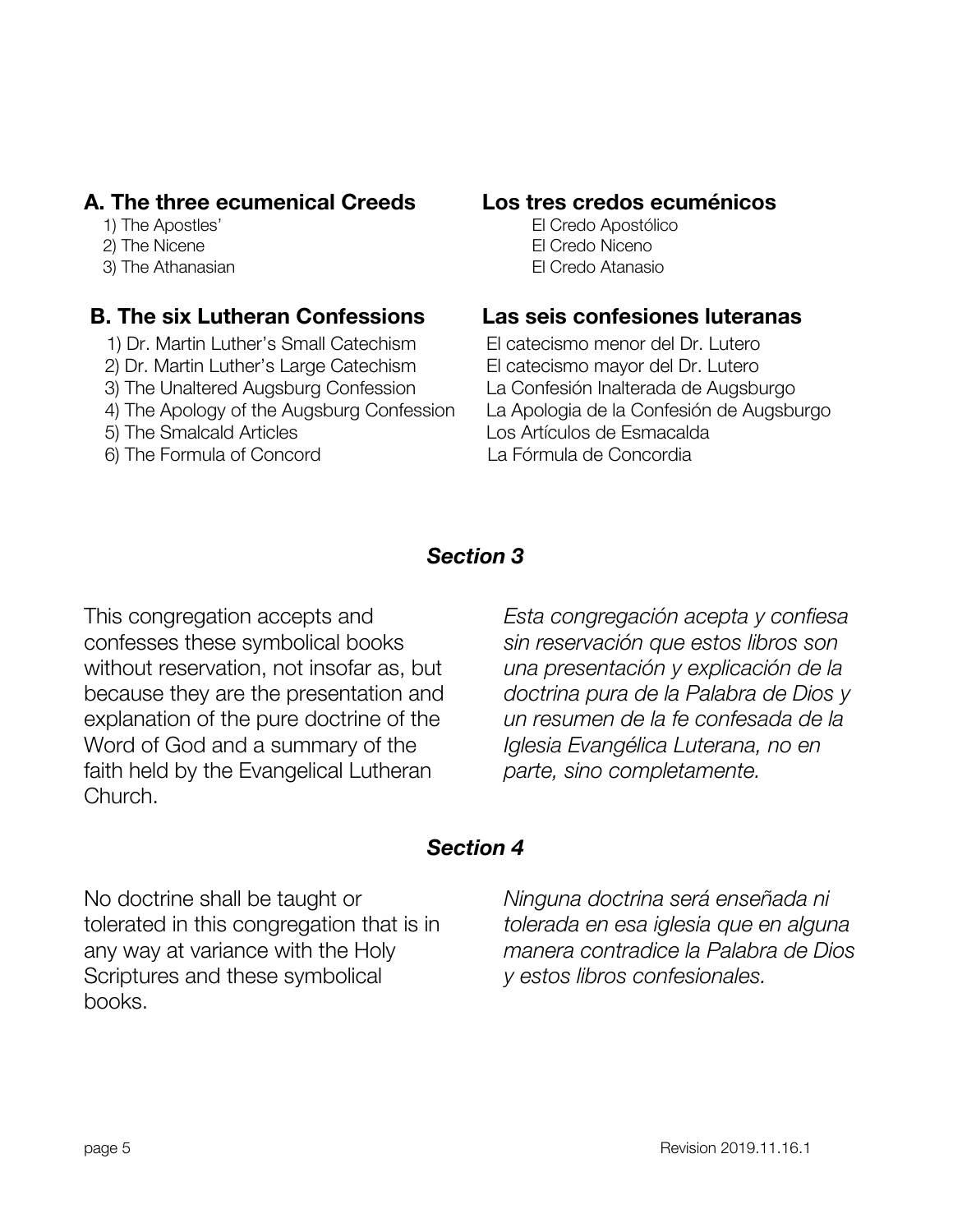### A. The three ecumenical Creeds

1) The Apostles'
2) The Nicene
3) The Athanasian

### Los tres credos ecuménicos

El Credo Apostólico
El Credo Niceno
El Credo Atanasio

### B. The six Lutheran Confessions

1) Dr. Martin Luther's Small Catechism
2) Dr. Martin Luther's Large Catechism
3) The Unaltered Augsburg Confession
4) The Apology of the Augsburg Confession
5) The Smalcald Articles
6) The Formula of Concord

### Las seis confesiones luteranas

El catecismo menor del Dr. Lutero
El catecismo mayor del Dr. Lutero
La Confesión Inalterada de Augsburgo
La Apologia de la Confesión de Augsburgo
Los Artículos de Esmacalda
La Fórmula de Concordia

## *Section 3*

This congregation accepts and confesses these symbolical books without reservation, not insofar as, but because they are the presentation and explanation of the pure doctrine of the Word of God and a summary of the faith held by the Evangelical Lutheran Church.

*Esta congregación acepta y confiesa sin reservación que estos libros son una presentación y explicación de la doctrina pura de la Palabra de Dios y un resumen de la fe confesada de la Iglesia Evangélica Luterana, no en parte, sino completamente.*

## *Section 4*

No doctrine shall be taught or tolerated in this congregation that is in any way at variance with the Holy Scriptures and these symbolical books.

*Ninguna doctrina será enseñada ni tolerada en esa iglesia que en alguna manera contradice la Palabra de Dios y estos libros confesionales.*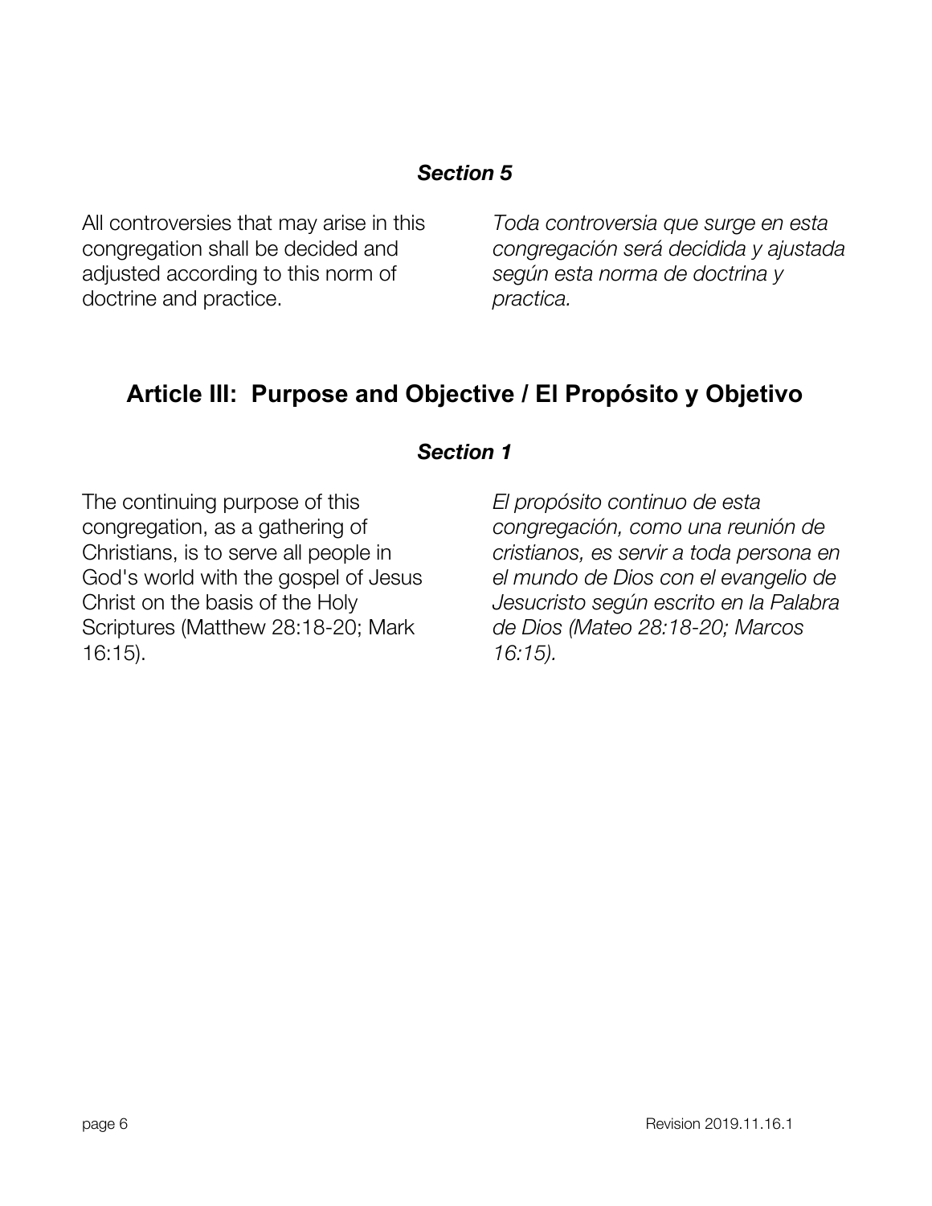### *Section 5*

All controversies that may arise in this congregation shall be decided and adjusted according to this norm of doctrine and practice.

*Toda controversia que surge en esta congregación será decidida y ajustada según esta norma de doctrina y practica.*

## Article III: Purpose and Objective / El Propósito y Objetivo

### *Section 1*

The continuing purpose of this congregation, as a gathering of Christians, is to serve all people in God's world with the gospel of Jesus Christ on the basis of the Holy Scriptures (Matthew 28:18-20; Mark 16:15).

*El propósito continuo de esta congregación, como una reunión de cristianos, es servir a toda persona en el mundo de Dios con el evangelio de Jesucristo según escrito en la Palabra de Dios (Mateo 28:18-20; Marcos 16:15).*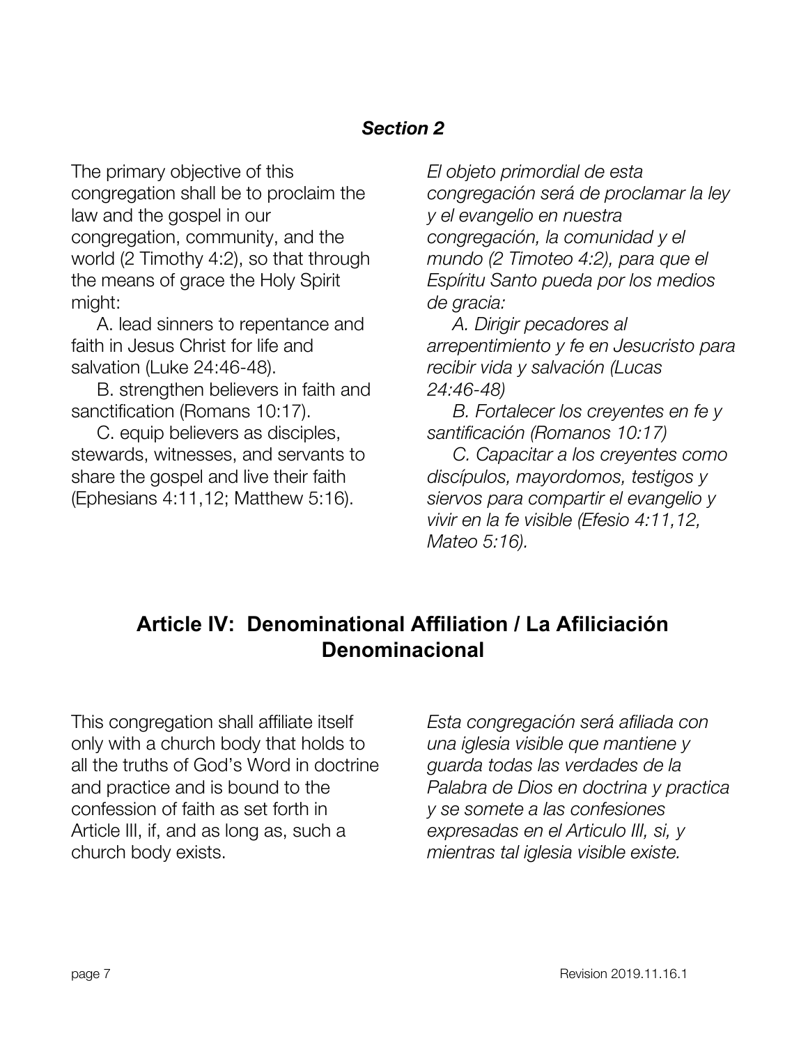### *Section 2*

The primary objective of this congregation shall be to proclaim the law and the gospel in our congregation, community, and the world (2 Timothy 4:2), so that through the means of grace the Holy Spirit might:

A. lead sinners to repentance and faith in Jesus Christ for life and salvation (Luke 24:46-48).

B. strengthen believers in faith and sanctification (Romans 10:17).

C. equip believers as disciples, stewards, witnesses, and servants to share the gospel and live their faith (Ephesians 4:11,12; Matthew 5:16).

*El objeto primordial de esta congregación será de proclamar la ley y el evangelio en nuestra congregación, la comunidad y el mundo (2 Timoteo 4:2), para que el Espíritu Santo pueda por los medios de gracia:*

*A. Dirigir pecadores al arrepentimiento y fe en Jesucristo para recibir vida y salvación (Lucas 24:46-48)*

*B. Fortalecer los creyentes en fe y santificación (Romanos 10:17)*

*C. Capacitar a los creyentes como discípulos, mayordomos, testigos y siervos para compartir el evangelio y vivir en la fe visible (Efesio 4:11,12, Mateo 5:16).*

## Article IV: Denominational Affiliation / La Afiliciación Denominacional

This congregation shall affiliate itself only with a church body that holds to all the truths of God's Word in doctrine and practice and is bound to the confession of faith as set forth in Article III, if, and as long as, such a church body exists.

*Esta congregación será afiliada con una iglesia visible que mantiene y guarda todas las verdades de la Palabra de Dios en doctrina y practica y se somete a las confesiones expresadas en el Articulo III, si, y mientras tal iglesia visible existe.*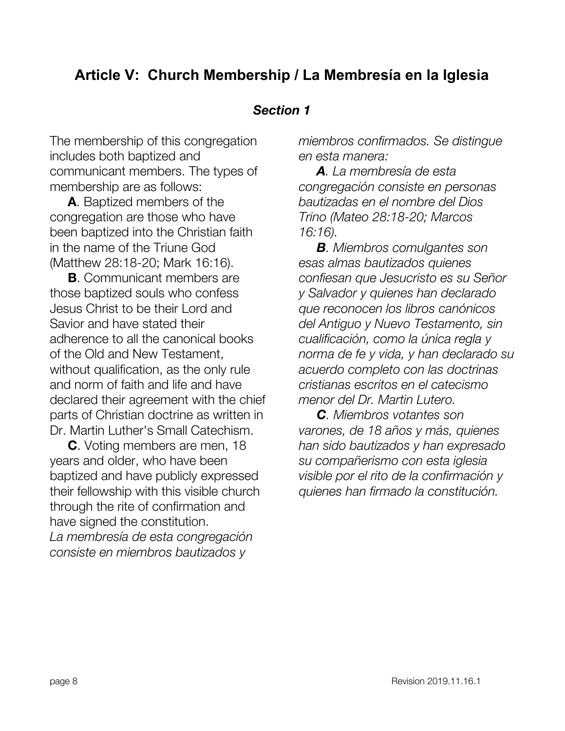## Article V: Church Membership / La Membresía en la Iglesia

### *Section 1*

The membership of this congregation includes both baptized and communicant members. The types of membership are as follows:

**A**. Baptized members of the congregation are those who have been baptized into the Christian faith in the name of the Triune God (Matthew 28:18-20; Mark 16:16).

**B**. Communicant members are those baptized souls who confess Jesus Christ to be their Lord and Savior and have stated their adherence to all the canonical books of the Old and New Testament, without qualification, as the only rule and norm of faith and life and have declared their agreement with the chief parts of Christian doctrine as written in Dr. Martin Luther's Small Catechism.

**C**. Voting members are men, 18 years and older, who have been baptized and have publicly expressed their fellowship with this visible church through the rite of confirmation and have signed the constitution.

*La membresía de esta congregación consiste en miembros bautizados y miembros confirmados. Se distingue en esta manera:*

***A**. La membresía de esta congregación consiste en personas bautizadas en el nombre del Dios Trino (Mateo 28:18-20; Marcos 16:16).*

***B**. Miembros comulgantes son esas almas bautizados quienes confiesan que Jesucristo es su Señor y Salvador y quienes han declarado que reconocen los libros canónicos del Antiguo y Nuevo Testamento, sin cualificación, como la única regla y norma de fe y vida, y han declarado su acuerdo completo con las doctrinas cristianas escritos en el catecismo menor del Dr. Martin Lutero.*

***C**. Miembros votantes son varones, de 18 años y más, quienes han sido bautizados y han expresado su compañerismo con esta iglesia visible por el rito de la confirmación y quienes han firmado la constitución.*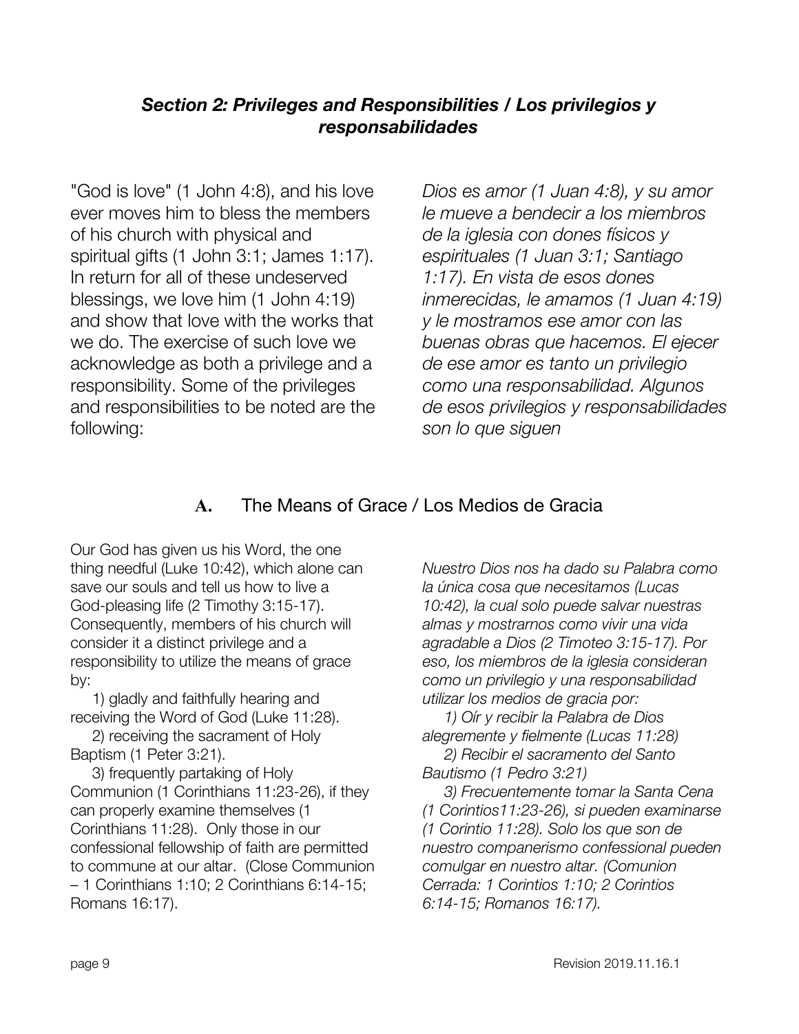## *Section 2: Privileges and Responsibilities / Los privilegios y responsabilidades*

"God is love" (1 John 4:8), and his love ever moves him to bless the members of his church with physical and spiritual gifts (1 John 3:1; James 1:17). In return for all of these undeserved blessings, we love him (1 John 4:19) and show that love with the works that we do. The exercise of such love we acknowledge as both a privilege and a responsibility. Some of the privileges and responsibilities to be noted are the following:

*Dios es amor (1 Juan 4:8), y su amor le mueve a bendecir a los miembros de la iglesia con dones físicos y espirituales (1 Juan 3:1; Santiago 1:17). En vista de esos dones inmerecidas, le amamos (1 Juan 4:19) y le mostramos ese amor con las buenas obras que hacemos. El ejecer de ese amor es tanto un privilegio como una responsabilidad. Algunos de esos privilegios y responsabilidades son lo que siguen*

### A. The Means of Grace / Los Medios de Gracia

Our God has given us his Word, the one thing needful (Luke 10:42), which alone can save our souls and tell us how to live a God-pleasing life (2 Timothy 3:15-17). Consequently, members of his church will consider it a distinct privilege and a responsibility to utilize the means of grace by:

1) gladly and faithfully hearing and receiving the Word of God (Luke 11:28).

2) receiving the sacrament of Holy Baptism (1 Peter 3:21).

3) frequently partaking of Holy Communion (1 Corinthians 11:23-26), if they can properly examine themselves (1 Corinthians 11:28). Only those in our confessional fellowship of faith are permitted to commune at our altar. (Close Communion – 1 Corinthians 1:10; 2 Corinthians 6:14-15; Romans 16:17).

*Nuestro Dios nos ha dado su Palabra como la única cosa que necesitamos (Lucas 10:42), la cual solo puede salvar nuestras almas y mostrarnos como vivir una vida agradable a Dios (2 Timoteo 3:15-17). Por eso, los miembros de la iglesia consideran como un privilegio y una responsabilidad utilizar los medios de gracia por:*

*1) Oír y recibir la Palabra de Dios alegremente y fielmente (Lucas 11:28)*

*2) Recibir el sacramento del Santo Bautismo (1 Pedro 3:21)*

*3) Frecuentemente tomar la Santa Cena (1 Corintios11:23-26), si pueden examinarse (1 Corintio 11:28). Solo los que son de nuestro companerismo confessional pueden comulgar en nuestro altar. (Comunion Cerrada: 1 Corintios 1:10; 2 Corintios 6:14-15; Romanos 16:17).*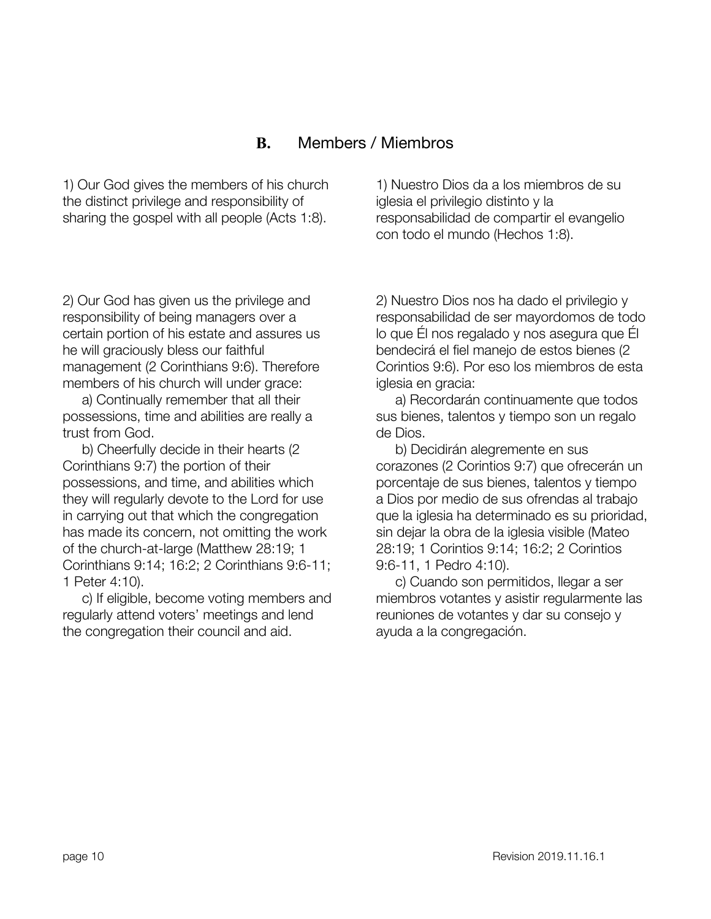## B. Members / Miembros

1) Our God gives the members of his church the distinct privilege and responsibility of sharing the gospel with all people (Acts 1:8).

1) Nuestro Dios da a los miembros de su iglesia el privilegio distinto y la responsabilidad de compartir el evangelio con todo el mundo (Hechos 1:8).

2) Our God has given us the privilege and responsibility of being managers over a certain portion of his estate and assures us he will graciously bless our faithful management (2 Corinthians 9:6). Therefore members of his church will under grace:

a) Continually remember that all their possessions, time and abilities are really a trust from God.

b) Cheerfully decide in their hearts (2 Corinthians 9:7) the portion of their possessions, and time, and abilities which they will regularly devote to the Lord for use in carrying out that which the congregation has made its concern, not omitting the work of the church-at-large (Matthew 28:19; 1 Corinthians 9:14; 16:2; 2 Corinthians 9:6-11; 1 Peter 4:10).

c) If eligible, become voting members and regularly attend voters' meetings and lend the congregation their council and aid.

2) Nuestro Dios nos ha dado el privilegio y responsabilidad de ser mayordomos de todo lo que Él nos regalado y nos asegura que Él bendecirá el fiel manejo de estos bienes (2 Corintios 9:6). Por eso los miembros de esta iglesia en gracia:

a) Recordarán continuamente que todos sus bienes, talentos y tiempo son un regalo de Dios.

b) Decidirán alegremente en sus corazones (2 Corintios 9:7) que ofrecerán un porcentaje de sus bienes, talentos y tiempo a Dios por medio de sus ofrendas al trabajo que la iglesia ha determinado es su prioridad, sin dejar la obra de la iglesia visible (Mateo 28:19; 1 Corintios 9:14; 16:2; 2 Corintios 9:6-11, 1 Pedro 4:10).

c) Cuando son permitidos, llegar a ser miembros votantes y asistir regularmente las reuniones de votantes y dar su consejo y ayuda a la congregación.

Revision 2019.11.16.1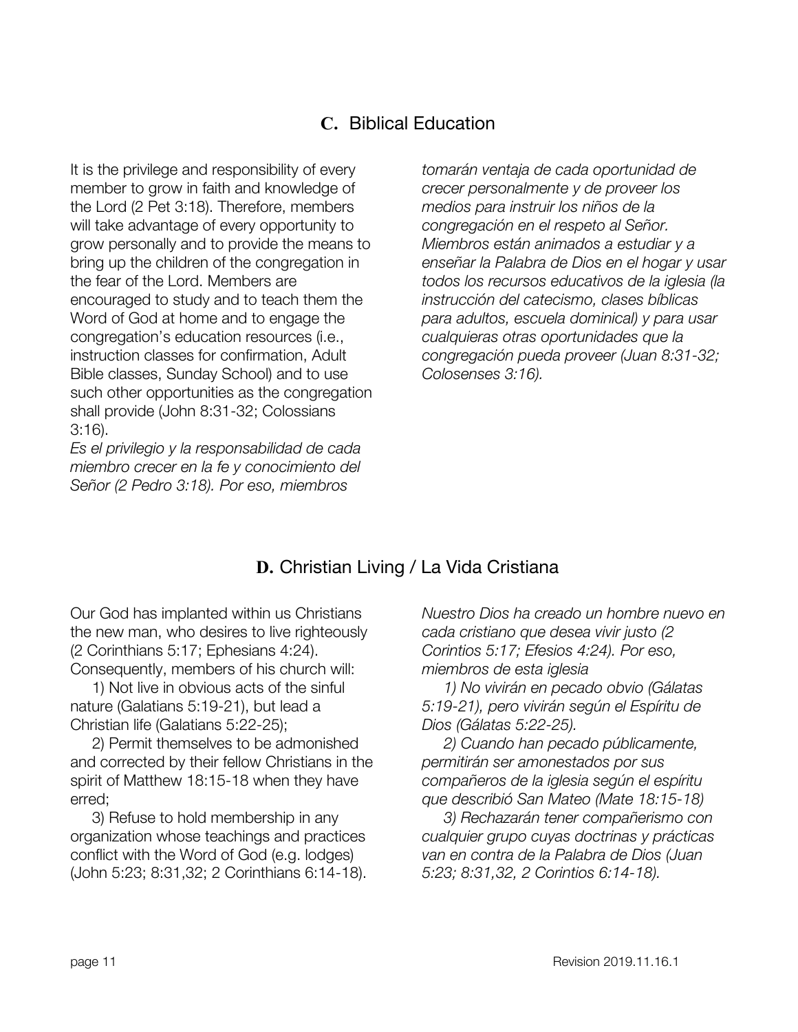## C. Biblical Education

It is the privilege and responsibility of every member to grow in faith and knowledge of the Lord (2 Pet 3:18). Therefore, members will take advantage of every opportunity to grow personally and to provide the means to bring up the children of the congregation in the fear of the Lord. Members are encouraged to study and to teach them the Word of God at home and to engage the congregation's education resources (i.e., instruction classes for confirmation, Adult Bible classes, Sunday School) and to use such other opportunities as the congregation shall provide (John 8:31-32; Colossians 3:16).

*Es el privilegio y la responsabilidad de cada miembro crecer en la fe y conocimiento del Señor (2 Pedro 3:18). Por eso, miembros tomarán ventaja de cada oportunidad de crecer personalmente y de proveer los medios para instruir los niños de la congregación en el respeto al Señor. Miembros están animados a estudiar y a enseñar la Palabra de Dios en el hogar y usar todos los recursos educativos de la iglesia (la instrucción del catecismo, clases bíblicas para adultos, escuela dominical) y para usar cualquieras otras oportunidades que la congregación pueda proveer (Juan 8:31-32; Colosenses 3:16).*

## D. Christian Living / La Vida Cristiana

Our God has implanted within us Christians the new man, who desires to live righteously (2 Corinthians 5:17; Ephesians 4:24). Consequently, members of his church will:

1) Not live in obvious acts of the sinful nature (Galatians 5:19-21), but lead a Christian life (Galatians 5:22-25);

2) Permit themselves to be admonished and corrected by their fellow Christians in the spirit of Matthew 18:15-18 when they have erred;

3) Refuse to hold membership in any organization whose teachings and practices conflict with the Word of God (e.g. lodges) (John 5:23; 8:31,32; 2 Corinthians 6:14-18).

*Nuestro Dios ha creado un hombre nuevo en cada cristiano que desea vivir justo (2 Corintios 5:17; Efesios 4:24). Por eso, miembros de esta iglesia*

*1) No vivirán en pecado obvio (Gálatas 5:19-21), pero vivirán según el Espíritu de Dios (Gálatas 5:22-25).*

*2) Cuando han pecado públicamente, permitirán ser amonestados por sus compañeros de la iglesia según el espíritu que describió San Mateo (Mate 18:15-18)*

*3) Rechazarán tener compañerismo con cualquier grupo cuyas doctrinas y prácticas van en contra de la Palabra de Dios (Juan 5:23; 8:31,32, 2 Corintios 6:14-18).*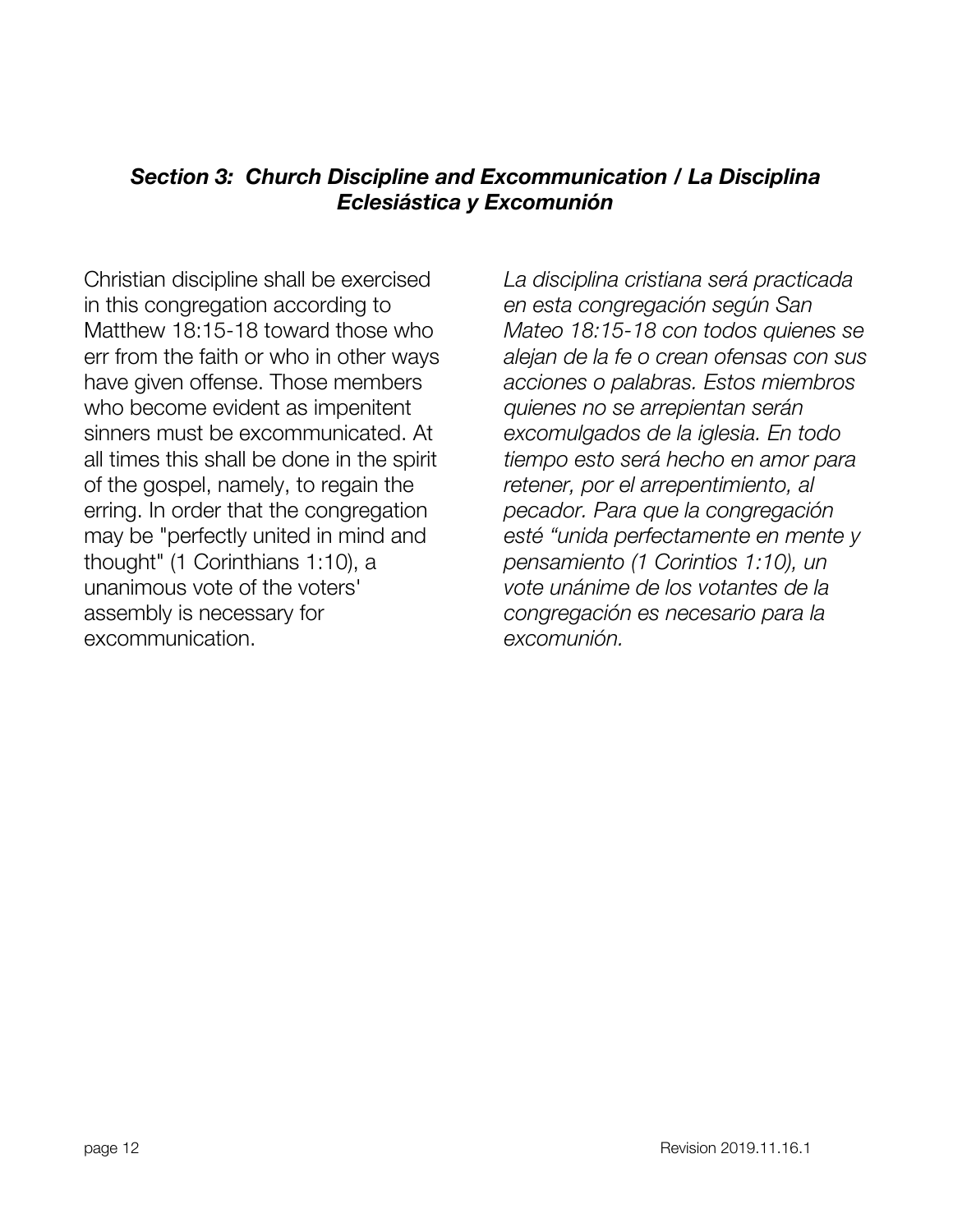### ***Section 3: Church Discipline and Excommunication / La Disciplina Eclesiástica y Excomunión***

Christian discipline shall be exercised in this congregation according to Matthew 18:15-18 toward those who err from the faith or who in other ways have given offense. Those members who become evident as impenitent sinners must be excommunicated. At all times this shall be done in the spirit of the gospel, namely, to regain the erring. In order that the congregation may be "perfectly united in mind and thought" (1 Corinthians 1:10), a unanimous vote of the voters' assembly is necessary for excommunication.

*La disciplina cristiana será practicada en esta congregación según San Mateo 18:15-18 con todos quienes se alejan de la fe o crean ofensas con sus acciones o palabras. Estos miembros quienes no se arrepientan serán excomulgados de la iglesia. En todo tiempo esto será hecho en amor para retener, por el arrepentimiento, al pecador. Para que la congregación esté "unida perfectamente en mente y pensamiento (1 Corintios 1:10), un vote unánime de los votantes de la congregación es necesario para la excomunión.*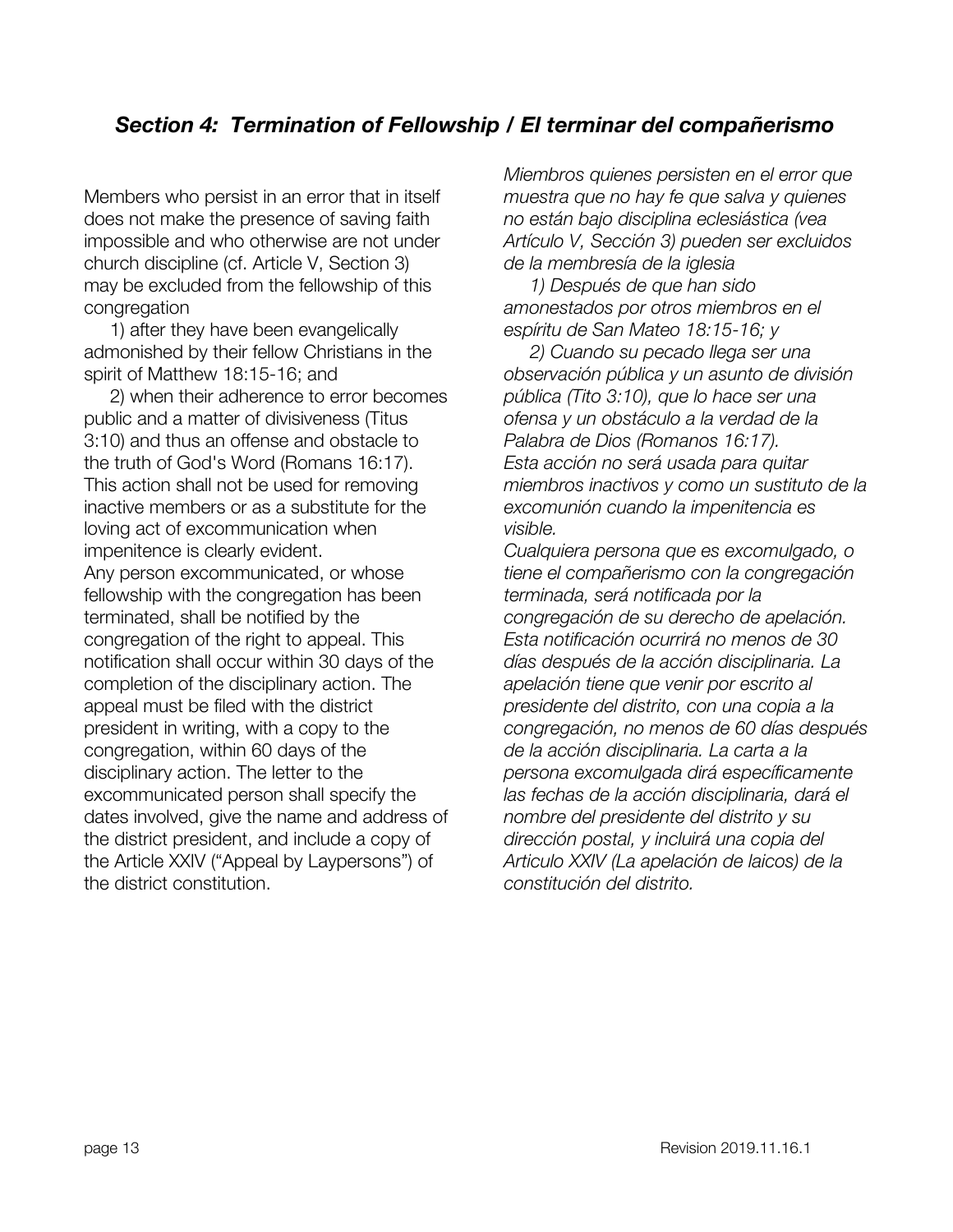### *Section 4: Termination of Fellowship / El terminar del compañerismo*

Members who persist in an error that in itself does not make the presence of saving faith impossible and who otherwise are not under church discipline (cf. Article V, Section 3) may be excluded from the fellowship of this congregation

1) after they have been evangelically admonished by their fellow Christians in the spirit of Matthew 18:15-16; and

2) when their adherence to error becomes public and a matter of divisiveness (Titus 3:10) and thus an offense and obstacle to the truth of God's Word (Romans 16:17).

This action shall not be used for removing inactive members or as a substitute for the loving act of excommunication when impenitence is clearly evident.

Any person excommunicated, or whose fellowship with the congregation has been terminated, shall be notified by the congregation of the right to appeal. This notification shall occur within 30 days of the completion of the disciplinary action. The appeal must be filed with the district president in writing, with a copy to the congregation, within 60 days of the disciplinary action. The letter to the excommunicated person shall specify the dates involved, give the name and address of the district president, and include a copy of the Article XXIV ("Appeal by Laypersons") of the district constitution.

*Miembros quienes persisten en el error que muestra que no hay fe que salva y quienes no están bajo disciplina eclesiástica (vea Artículo V, Sección 3) pueden ser excluidos de la membresía de la iglesia*

*1) Después de que han sido amonestados por otros miembros en el espíritu de San Mateo 18:15-16; y*

*2) Cuando su pecado llega ser una observación pública y un asunto de división pública (Tito 3:10), que lo hace ser una ofensa y un obstáculo a la verdad de la Palabra de Dios (Romanos 16:17).*

*Esta acción no será usada para quitar miembros inactivos y como un sustituto de la excomunión cuando la impenitencia es visible.*

*Cualquiera persona que es excomulgado, o tiene el compañerismo con la congregación terminada, será notificada por la congregación de su derecho de apelación. Esta notificación ocurrirá no menos de 30 días después de la acción disciplinaria. La apelación tiene que venir por escrito al presidente del distrito, con una copia a la congregación, no menos de 60 días después de la acción disciplinaria. La carta a la persona excomulgada dirá específicamente las fechas de la acción disciplinaria, dará el nombre del presidente del distrito y su dirección postal, y incluirá una copia del Articulo XXIV (La apelación de laicos) de la constitución del distrito.*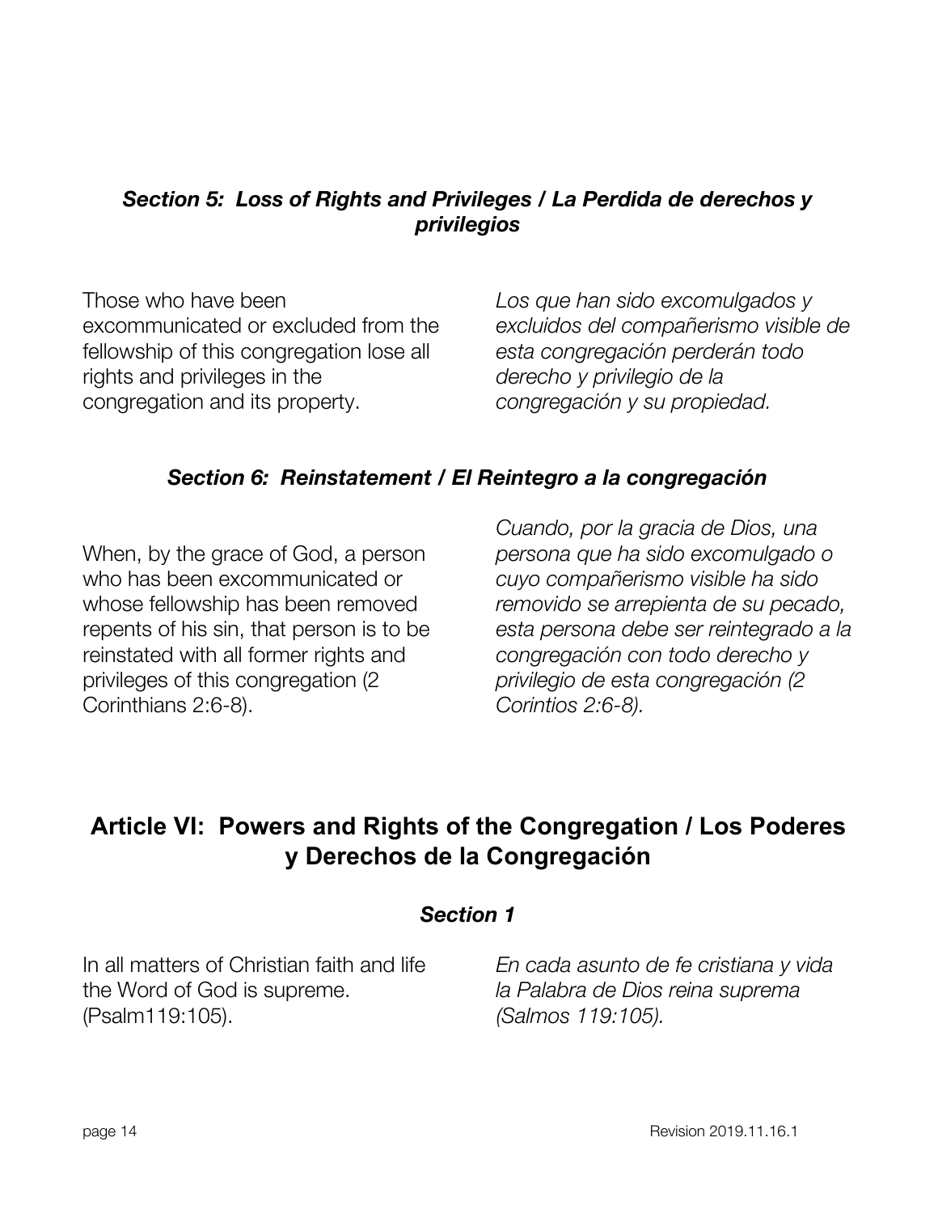### ***Section 5: Loss of Rights and Privileges / La Perdida de derechos y privilegios***

Those who have been excommunicated or excluded from the fellowship of this congregation lose all rights and privileges in the congregation and its property.

*Los que han sido excomulgados y excluidos del compañerismo visible de esta congregación perderán todo derecho y privilegio de la congregación y su propiedad.*

### ***Section 6: Reinstatement / El Reintegro a la congregación***

When, by the grace of God, a person who has been excommunicated or whose fellowship has been removed repents of his sin, that person is to be reinstated with all former rights and privileges of this congregation (2 Corinthians 2:6-8).

*Cuando, por la gracia de Dios, una persona que ha sido excomulgado o cuyo compañerismo visible ha sido removido se arrepienta de su pecado, esta persona debe ser reintegrado a la congregación con todo derecho y privilegio de esta congregación (2 Corintios 2:6-8).*

## **Article VI: Powers and Rights of the Congregation / Los Poderes y Derechos de la Congregación**

### ***Section 1***

In all matters of Christian faith and life the Word of God is supreme. (Psalm119:105).

*En cada asunto de fe cristiana y vida la Palabra de Dios reina suprema (Salmos 119:105).*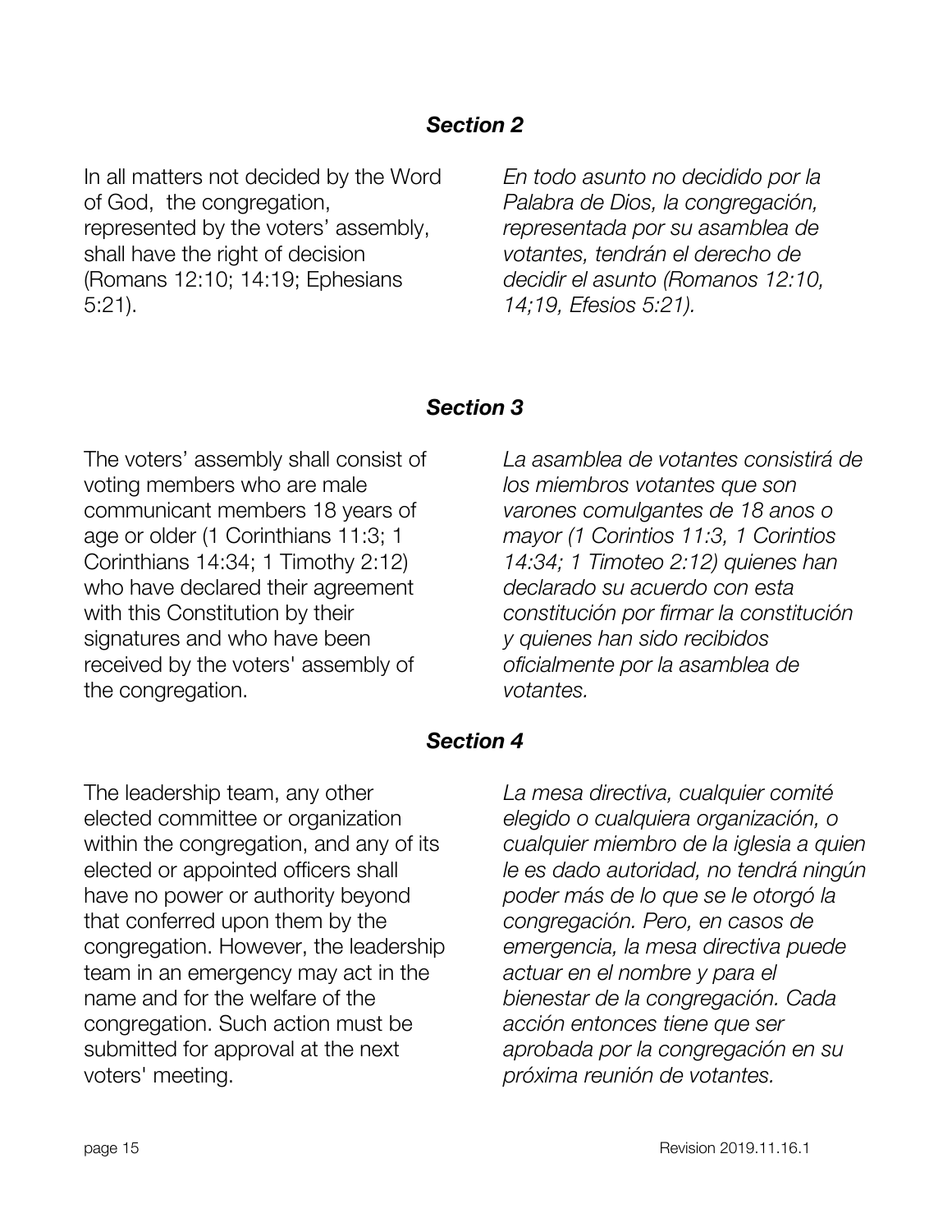### *Section 2*

In all matters not decided by the Word of God, the congregation, represented by the voters' assembly, shall have the right of decision (Romans 12:10; 14:19; Ephesians 5:21).

*En todo asunto no decidido por la Palabra de Dios, la congregación, representada por su asamblea de votantes, tendrán el derecho de decidir el asunto (Romanos 12:10, 14;19, Efesios 5:21).*

### *Section 3*

The voters' assembly shall consist of voting members who are male communicant members 18 years of age or older (1 Corinthians 11:3; 1 Corinthians 14:34; 1 Timothy 2:12) who have declared their agreement with this Constitution by their signatures and who have been received by the voters' assembly of the congregation.

*La asamblea de votantes consistirá de los miembros votantes que son varones comulgantes de 18 anos o mayor (1 Corintios 11:3, 1 Corintios 14:34; 1 Timoteo 2:12) quienes han declarado su acuerdo con esta constitución por firmar la constitución y quienes han sido recibidos oficialmente por la asamblea de votantes.*

### *Section 4*

The leadership team, any other elected committee or organization within the congregation, and any of its elected or appointed officers shall have no power or authority beyond that conferred upon them by the congregation. However, the leadership team in an emergency may act in the name and for the welfare of the congregation. Such action must be submitted for approval at the next voters' meeting.

*La mesa directiva, cualquier comité elegido o cualquiera organización, o cualquier miembro de la iglesia a quien le es dado autoridad, no tendrá ningún poder más de lo que se le otorgó la congregación. Pero, en casos de emergencia, la mesa directiva puede actuar en el nombre y para el bienestar de la congregación. Cada acción entonces tiene que ser aprobada por la congregación en su próxima reunión de votantes.*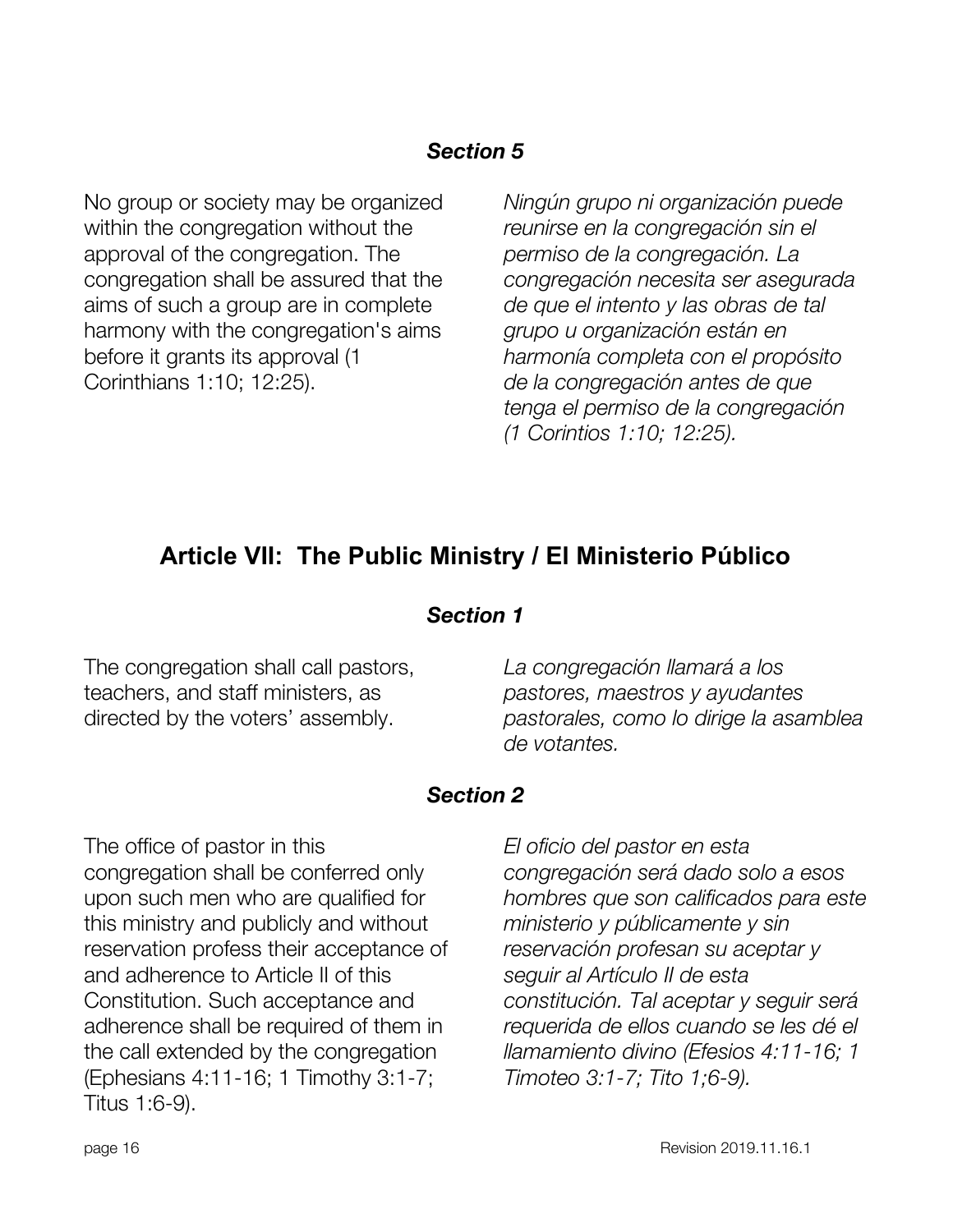### *Section 5*

No group or society may be organized within the congregation without the approval of the congregation. The congregation shall be assured that the aims of such a group are in complete harmony with the congregation's aims before it grants its approval (1 Corinthians 1:10; 12:25).

*Ningún grupo ni organización puede reunirse en la congregación sin el permiso de la congregación. La congregación necesita ser asegurada de que el intento y las obras de tal grupo u organización están en harmonía completa con el propósito de la congregación antes de que tenga el permiso de la congregación (1 Corintios 1:10; 12:25).*

## Article VII: The Public Ministry / El Ministerio Público

### *Section 1*

The congregation shall call pastors, teachers, and staff ministers, as directed by the voters' assembly.

*La congregación llamará a los pastores, maestros y ayudantes pastorales, como lo dirige la asamblea de votantes.*

### *Section 2*

The office of pastor in this congregation shall be conferred only upon such men who are qualified for this ministry and publicly and without reservation profess their acceptance of and adherence to Article II of this Constitution. Such acceptance and adherence shall be required of them in the call extended by the congregation (Ephesians 4:11-16; 1 Timothy 3:1-7; Titus 1:6-9).

*El oficio del pastor en esta congregación será dado solo a esos hombres que son calificados para este ministerio y públicamente y sin reservación profesan su aceptar y seguir al Artículo II de esta constitución. Tal aceptar y seguir será requerida de ellos cuando se les dé el llamamiento divino (Efesios 4:11-16; 1 Timoteo 3:1-7; Tito 1;6-9).*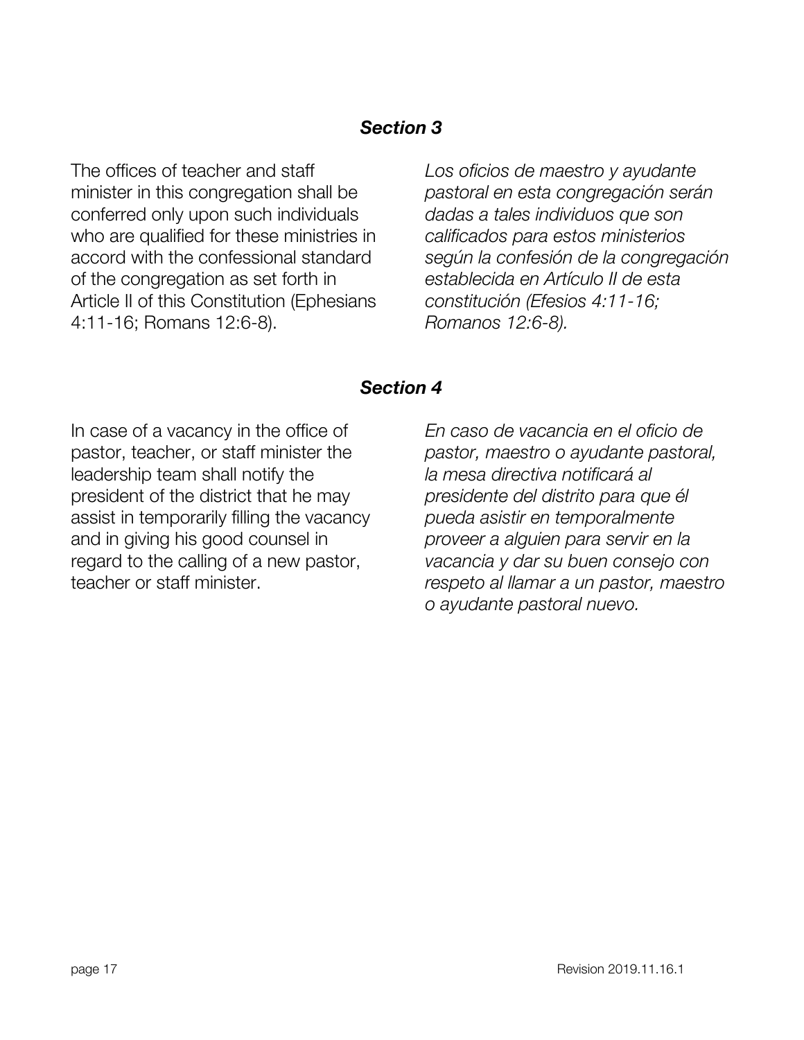### *Section 3*

The offices of teacher and staff minister in this congregation shall be conferred only upon such individuals who are qualified for these ministries in accord with the confessional standard of the congregation as set forth in Article II of this Constitution (Ephesians 4:11-16; Romans 12:6-8).

*Los oficios de maestro y ayudante pastoral en esta congregación serán dadas a tales individuos que son calificados para estos ministerios según la confesión de la congregación establecida en Artículo II de esta constitución (Efesios 4:11-16; Romanos 12:6-8).*

### *Section 4*

In case of a vacancy in the office of pastor, teacher, or staff minister the leadership team shall notify the president of the district that he may assist in temporarily filling the vacancy and in giving his good counsel in regard to the calling of a new pastor, teacher or staff minister.

*En caso de vacancia en el oficio de pastor, maestro o ayudante pastoral, la mesa directiva notificará al presidente del distrito para que él pueda asistir en temporalmente proveer a alguien para servir en la vacancia y dar su buen consejo con respeto al llamar a un pastor, maestro o ayudante pastoral nuevo.*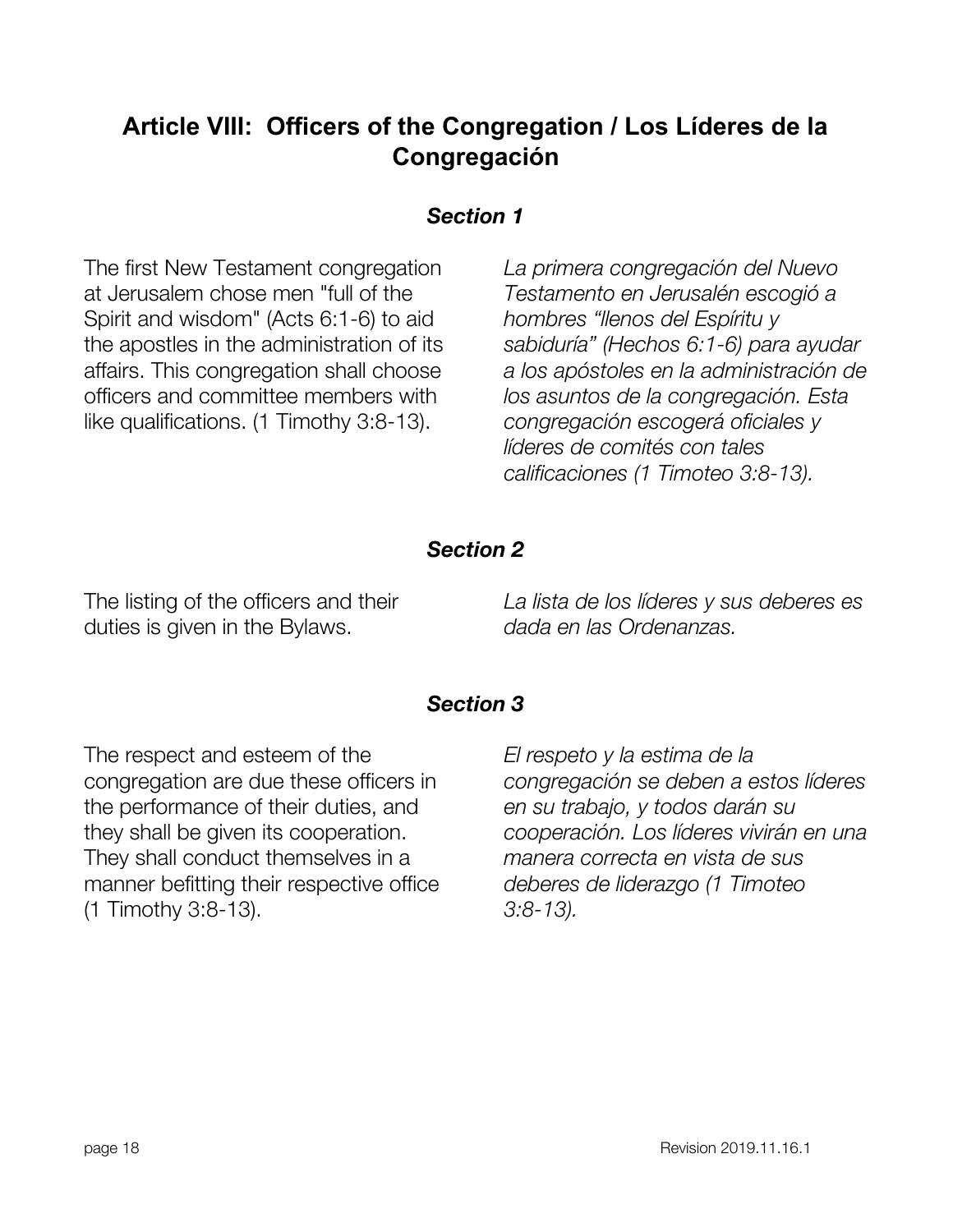## Article VIII: Officers of the Congregation / Los Líderes de la Congregación

### *Section 1*

The first New Testament congregation at Jerusalem chose men "full of the Spirit and wisdom" (Acts 6:1-6) to aid the apostles in the administration of its affairs. This congregation shall choose officers and committee members with like qualifications. (1 Timothy 3:8-13).

*La primera congregación del Nuevo Testamento en Jerusalén escogió a hombres "llenos del Espíritu y sabiduría" (Hechos 6:1-6) para ayudar a los apóstoles en la administración de los asuntos de la congregación. Esta congregación escogerá oficiales y líderes de comités con tales calificaciones (1 Timoteo 3:8-13).*

### *Section 2*

The listing of the officers and their duties is given in the Bylaws.

*La lista de los líderes y sus deberes es dada en las Ordenanzas.*

### *Section 3*

The respect and esteem of the congregation are due these officers in the performance of their duties, and they shall be given its cooperation. They shall conduct themselves in a manner befitting their respective office (1 Timothy 3:8-13).

*El respeto y la estima de la congregación se deben a estos líderes en su trabajo, y todos darán su cooperación. Los líderes vivirán en una manera correcta en vista de sus deberes de liderazgo (1 Timoteo 3:8-13).*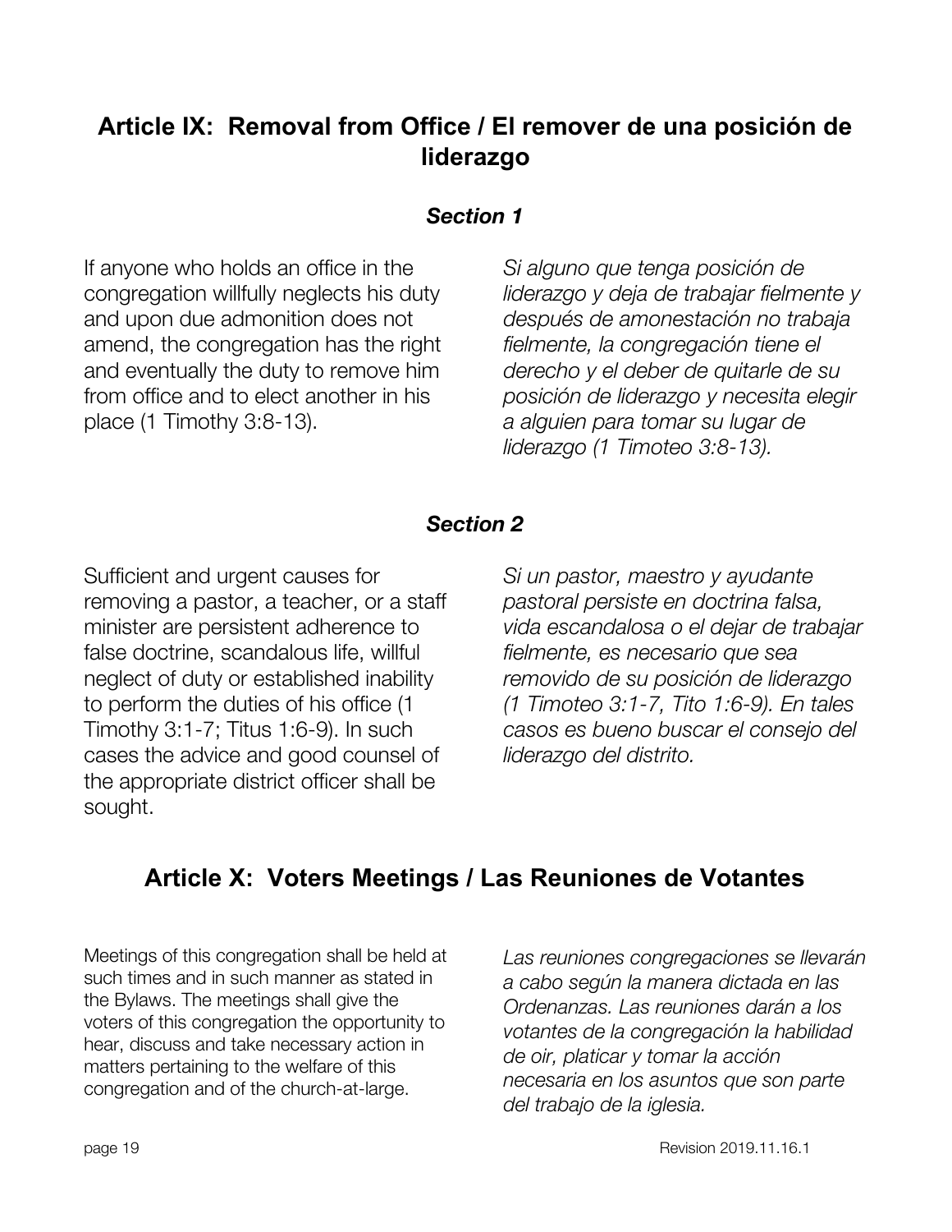## Article IX: Removal from Office / El remover de una posición de liderazgo

### *Section 1*

If anyone who holds an office in the congregation willfully neglects his duty and upon due admonition does not amend, the congregation has the right and eventually the duty to remove him from office and to elect another in his place (1 Timothy 3:8-13).

*Si alguno que tenga posición de liderazgo y deja de trabajar fielmente y después de amonestación no trabaja fielmente, la congregación tiene el derecho y el deber de quitarle de su posición de liderazgo y necesita elegir a alguien para tomar su lugar de liderazgo (1 Timoteo 3:8-13).*

### *Section 2*

Sufficient and urgent causes for removing a pastor, a teacher, or a staff minister are persistent adherence to false doctrine, scandalous life, willful neglect of duty or established inability to perform the duties of his office (1 Timothy 3:1-7; Titus 1:6-9). In such cases the advice and good counsel of the appropriate district officer shall be sought.

*Si un pastor, maestro y ayudante pastoral persiste en doctrina falsa, vida escandalosa o el dejar de trabajar fielmente, es necesario que sea removido de su posición de liderazgo (1 Timoteo 3:1-7, Tito 1:6-9). En tales casos es bueno buscar el consejo del liderazgo del distrito.*

## Article X: Voters Meetings / Las Reuniones de Votantes

Meetings of this congregation shall be held at such times and in such manner as stated in the Bylaws. The meetings shall give the voters of this congregation the opportunity to hear, discuss and take necessary action in matters pertaining to the welfare of this congregation and of the church-at-large.

*Las reuniones congregaciones se llevarán a cabo según la manera dictada en las Ordenanzas. Las reuniones darán a los votantes de la congregación la habilidad de oir, platicar y tomar la acción necesaria en los asuntos que son parte del trabajo de la iglesia.*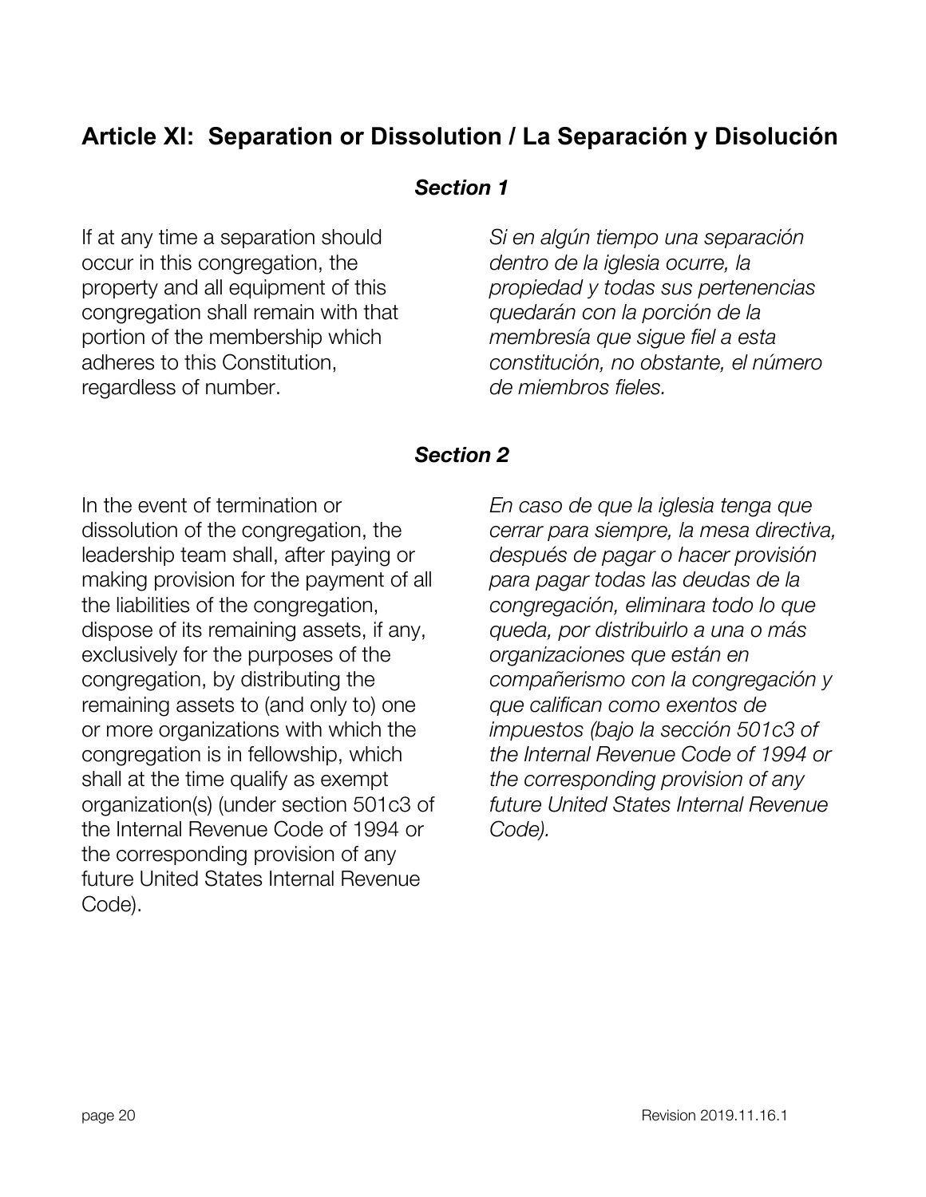## Article XI: Separation or Dissolution / La Separación y Disolución

### *Section 1*

If at any time a separation should occur in this congregation, the property and all equipment of this congregation shall remain with that portion of the membership which adheres to this Constitution, regardless of number.

*Si en algún tiempo una separación dentro de la iglesia ocurre, la propiedad y todas sus pertenencias quedarán con la porción de la membresía que sigue fiel a esta constitución, no obstante, el número de miembros fieles.*

### *Section 2*

In the event of termination or dissolution of the congregation, the leadership team shall, after paying or making provision for the payment of all the liabilities of the congregation, dispose of its remaining assets, if any, exclusively for the purposes of the congregation, by distributing the remaining assets to (and only to) one or more organizations with which the congregation is in fellowship, which shall at the time qualify as exempt organization(s) (under section 501c3 of the Internal Revenue Code of 1994 or the corresponding provision of any future United States Internal Revenue Code).

*En caso de que la iglesia tenga que cerrar para siempre, la mesa directiva, después de pagar o hacer provisión para pagar todas las deudas de la congregación, eliminara todo lo que queda, por distribuirlo a una o más organizaciones que están en compañerismo con la congregación y que califican como exentos de impuestos (bajo la sección 501c3 of the Internal Revenue Code of 1994 or the corresponding provision of any future United States Internal Revenue Code).*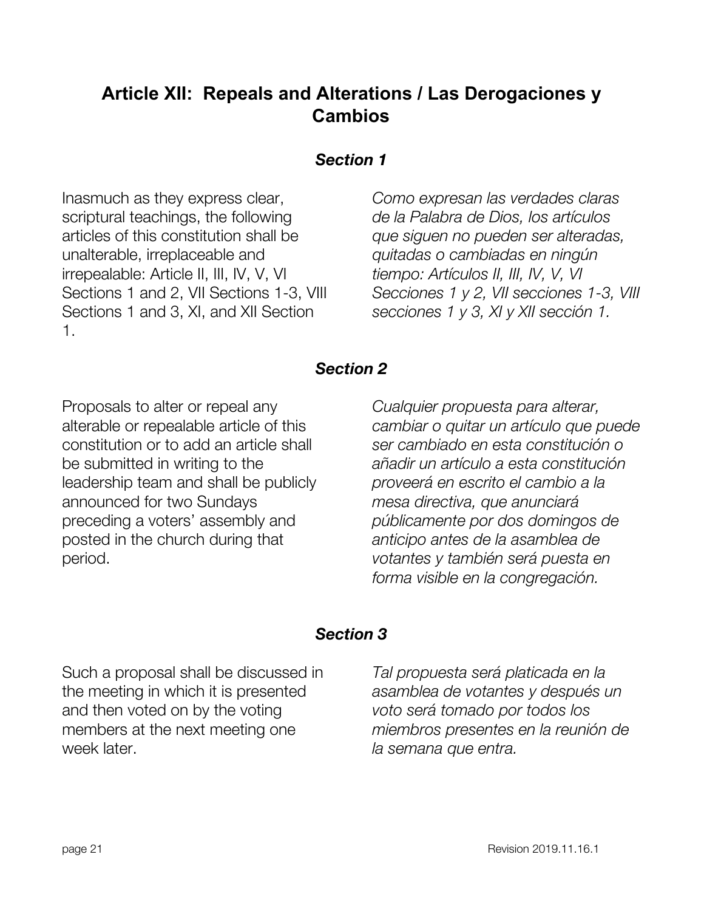## Article XII: Repeals and Alterations / Las Derogaciones y Cambios

### *Section 1*

Inasmuch as they express clear, scriptural teachings, the following articles of this constitution shall be unalterable, irreplaceable and irrepealable: Article II, III, IV, V, VI Sections 1 and 2, VII Sections 1-3, VIII Sections 1 and 3, XI, and XII Section 1.

*Como expresan las verdades claras de la Palabra de Dios, los artículos que siguen no pueden ser alteradas, quitadas o cambiadas en ningún tiempo: Artículos II, III, IV, V, VI Secciones 1 y 2, VII secciones 1-3, VIII secciones 1 y 3, XI y XII sección 1.*

### *Section 2*

Proposals to alter or repeal any alterable or repealable article of this constitution or to add an article shall be submitted in writing to the leadership team and shall be publicly announced for two Sundays preceding a voters' assembly and posted in the church during that period.

*Cualquier propuesta para alterar, cambiar o quitar un artículo que puede ser cambiado en esta constitución o añadir artículo a esta constitución proveerá en escrito el cambio a la mesa directiva, que anunciará públicamente por dos domingos de anticipo antes de la asamblea de votantes y también será puesta en forma visible en la congregación.*

### *Section 3*

Such a proposal shall be discussed in the meeting in which it is presented and then voted on by the voting members at the next meeting one week later.

*Tal propuesta será platicada en la asamblea de votantes y después un voto será tomado por todos los miembros presentes en la reunión de la semana que entra.*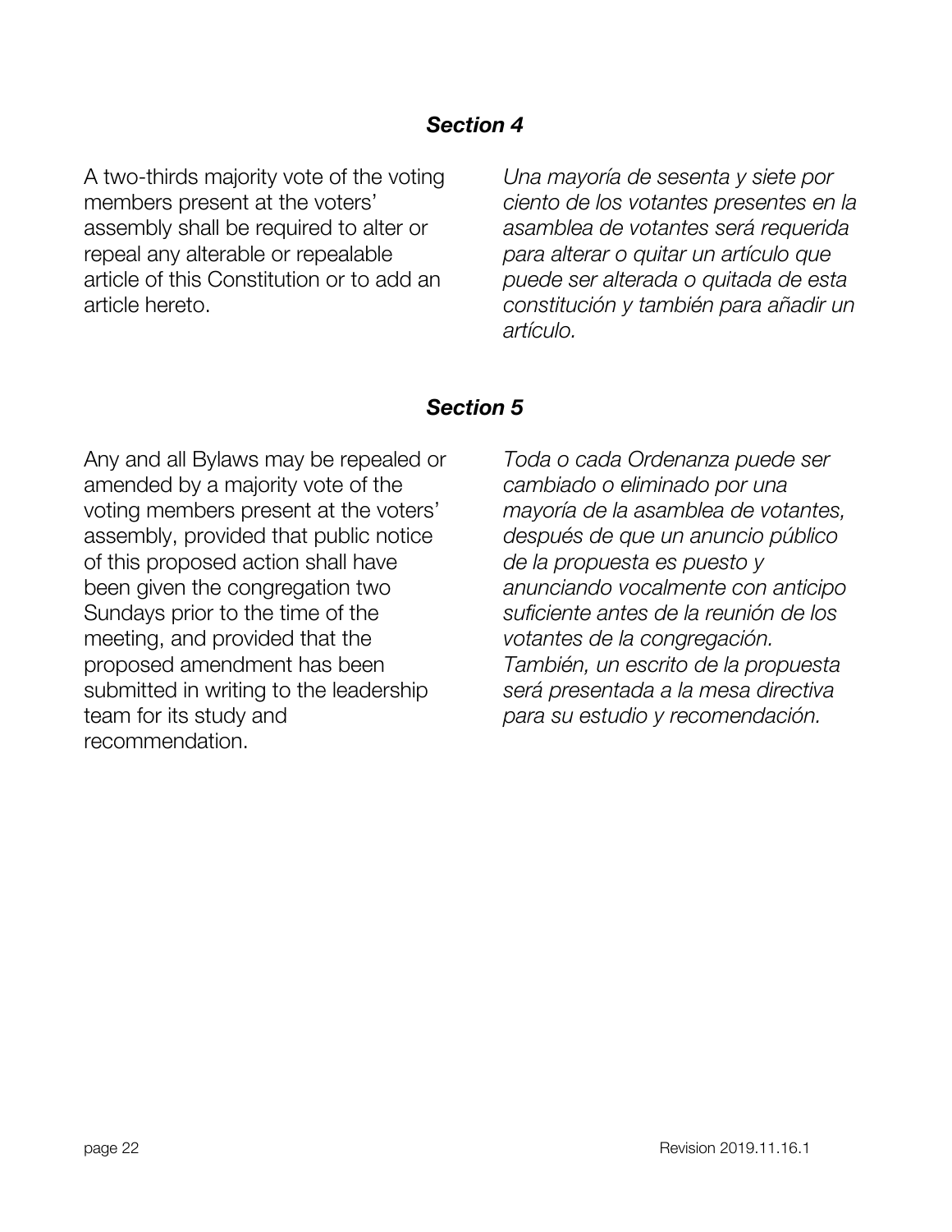### *Section 4*

A two-thirds majority vote of the voting members present at the voters' assembly shall be required to alter or repeal any alterable or repealable article of this Constitution or to add an article hereto.

*Una mayoría de sesenta y siete por ciento de los votantes presentes en la asamblea de votantes será requerida para alterar o quitar un artículo que puede ser alterada o quitada de esta constitución y también para añadir un artículo.*

### *Section 5*

Any and all Bylaws may be repealed or amended by a majority vote of the voting members present at the voters' assembly, provided that public notice of this proposed action shall have been given the congregation two Sundays prior to the time of the meeting, and provided that the proposed amendment has been submitted in writing to the leadership team for its study and recommendation.

*Toda o cada Ordenanza puede ser cambiado o eliminado por una mayoría de la asamblea de votantes, después de que un anuncio público de la propuesta es puesto y anunciando vocalmente con anticipo suficiente antes de la reunión de los votantes de la congregación. También, un escrito de la propuesta será presentada a la mesa directiva para su estudio y recomendación.*

Revision 2019.11.16.1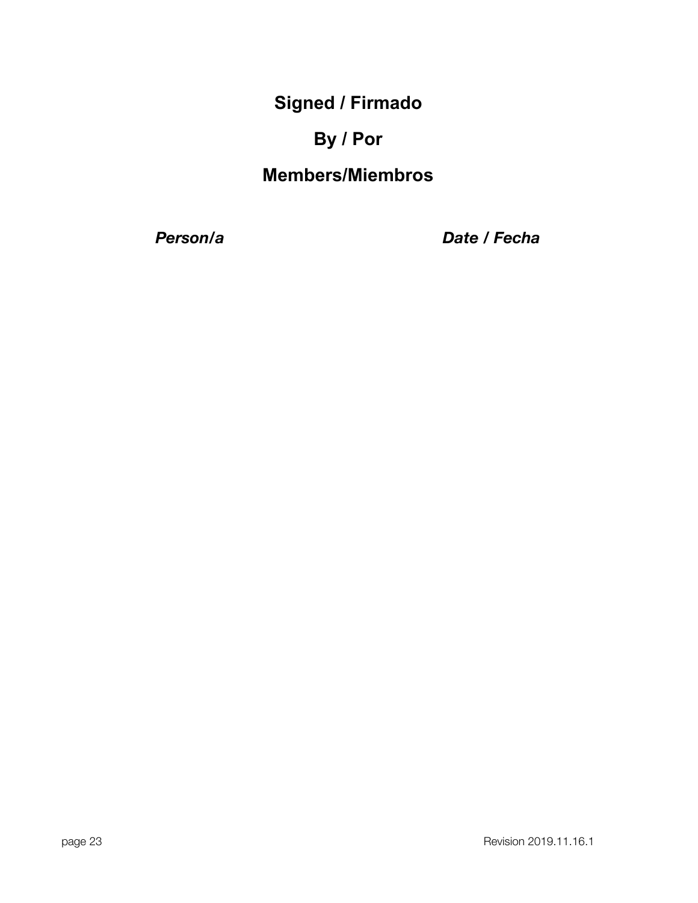# Signed / Firmado

# By / Por

# Members/Miembros

| *Person/a* | *Date / Fecha* |
| --- | --- |